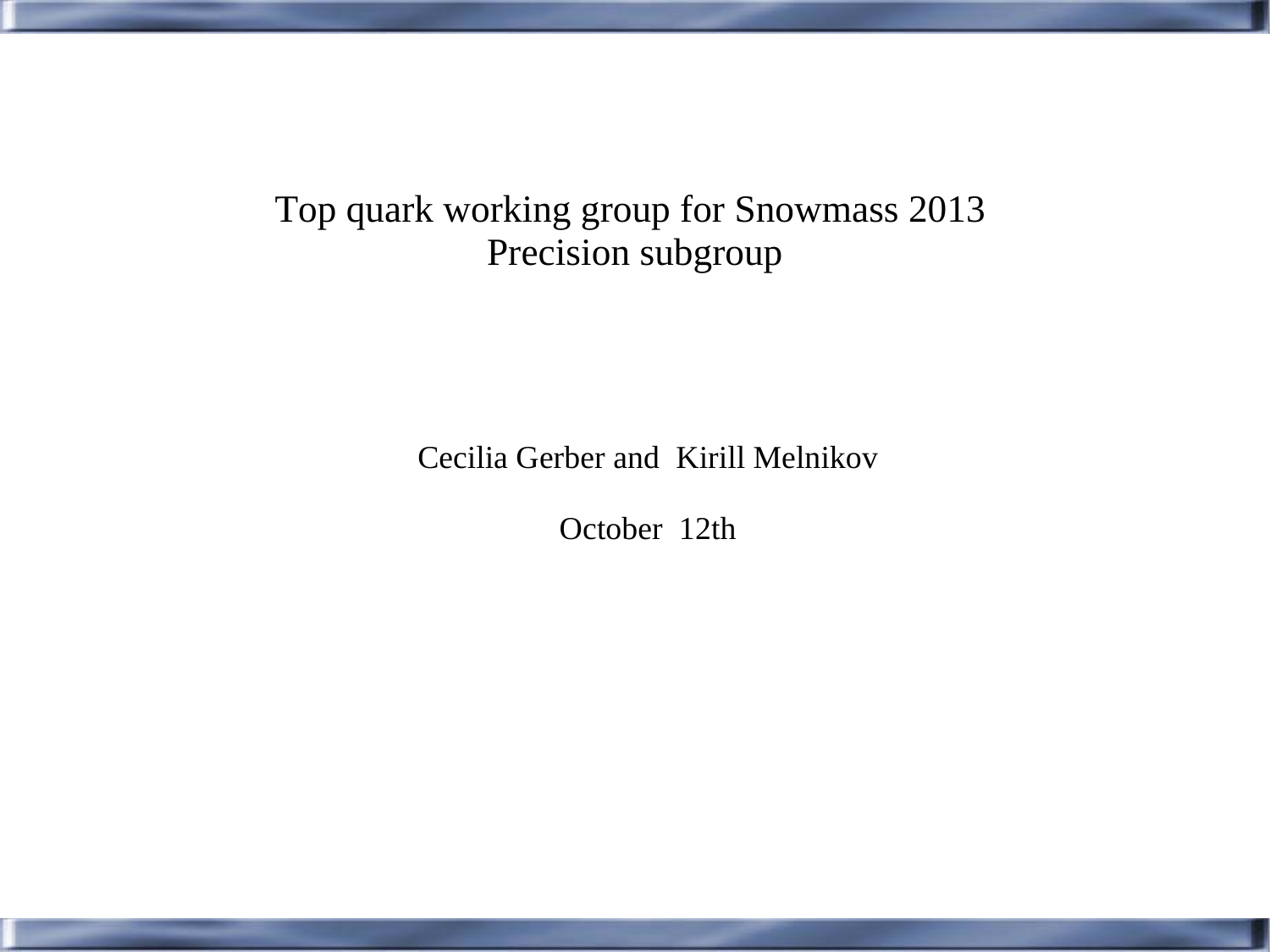# Top quark working group for Snowmass 2013
## Precision subgroup

Cecilia Gerber and Kirill Melnikov

October 12th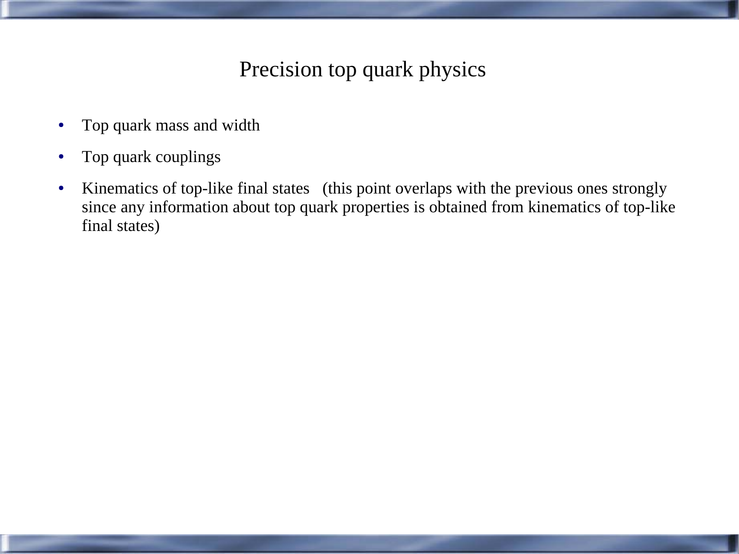# Precision top quark physics

- Top quark mass and width
- Top quark couplings
- Kinematics of top-like final states (this point overlaps with the previous ones strongly since any information about top quark properties is obtained from kinematics of top-like final states)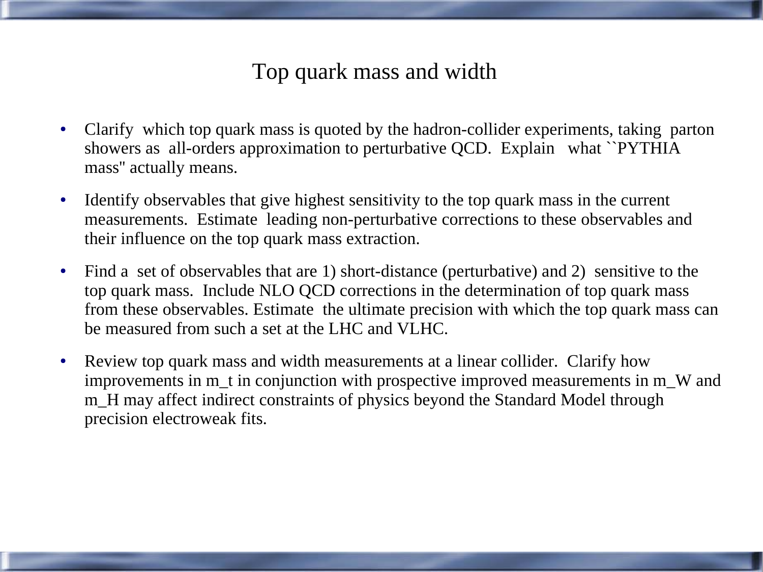# Top quark mass and width

- Clarify which top quark mass is quoted by the hadron-collider experiments, taking parton showers as all-orders approximation to perturbative QCD. Explain what ``PYTHIA mass'' actually means.
- Identify observables that give highest sensitivity to the top quark mass in the current measurements. Estimate leading non-perturbative corrections to these observables and their influence on the top quark mass extraction.
- Find a set of observables that are 1) short-distance (perturbative) and 2) sensitive to the top quark mass. Include NLO QCD corrections in the determination of top quark mass from these observables. Estimate the ultimate precision with which the top quark mass can be measured from such a set at the LHC and VLHC.
- Review top quark mass and width measurements at a linear collider. Clarify how improvements in $m_t$ in conjunction with prospective improved measurements in $m_W$ and $m_H$ may affect indirect constraints of physics beyond the Standard Model through precision electroweak fits.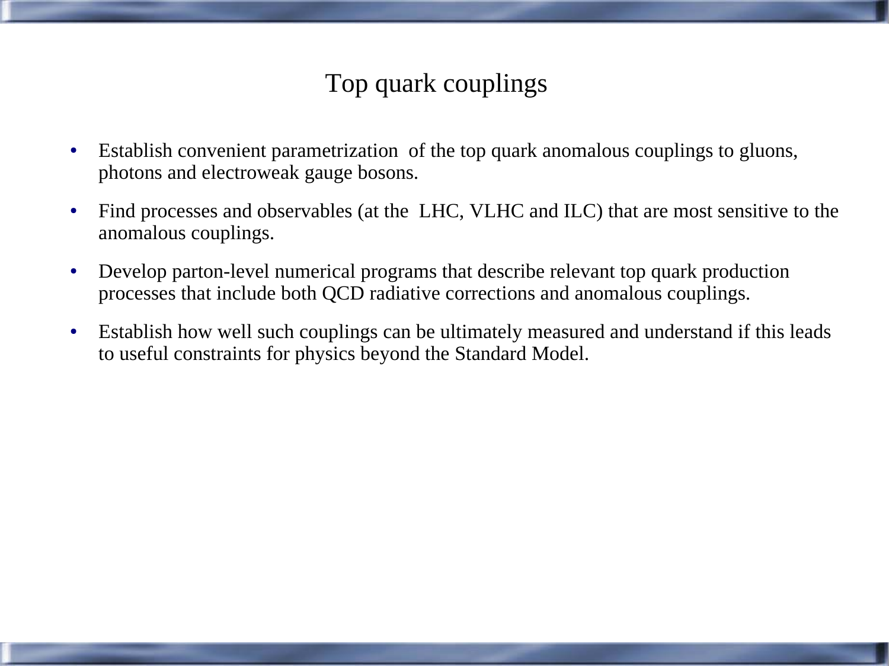# Top quark couplings

- Establish convenient parametrization of the top quark anomalous couplings to gluons, photons and electroweak gauge bosons.
- Find processes and observables (at the LHC, VLHC and ILC) that are most sensitive to the anomalous couplings.
- Develop parton-level numerical programs that describe relevant top quark production processes that include both QCD radiative corrections and anomalous couplings.
- Establish how well such couplings can be ultimately measured and understand if this leads to useful constraints for physics beyond the Standard Model.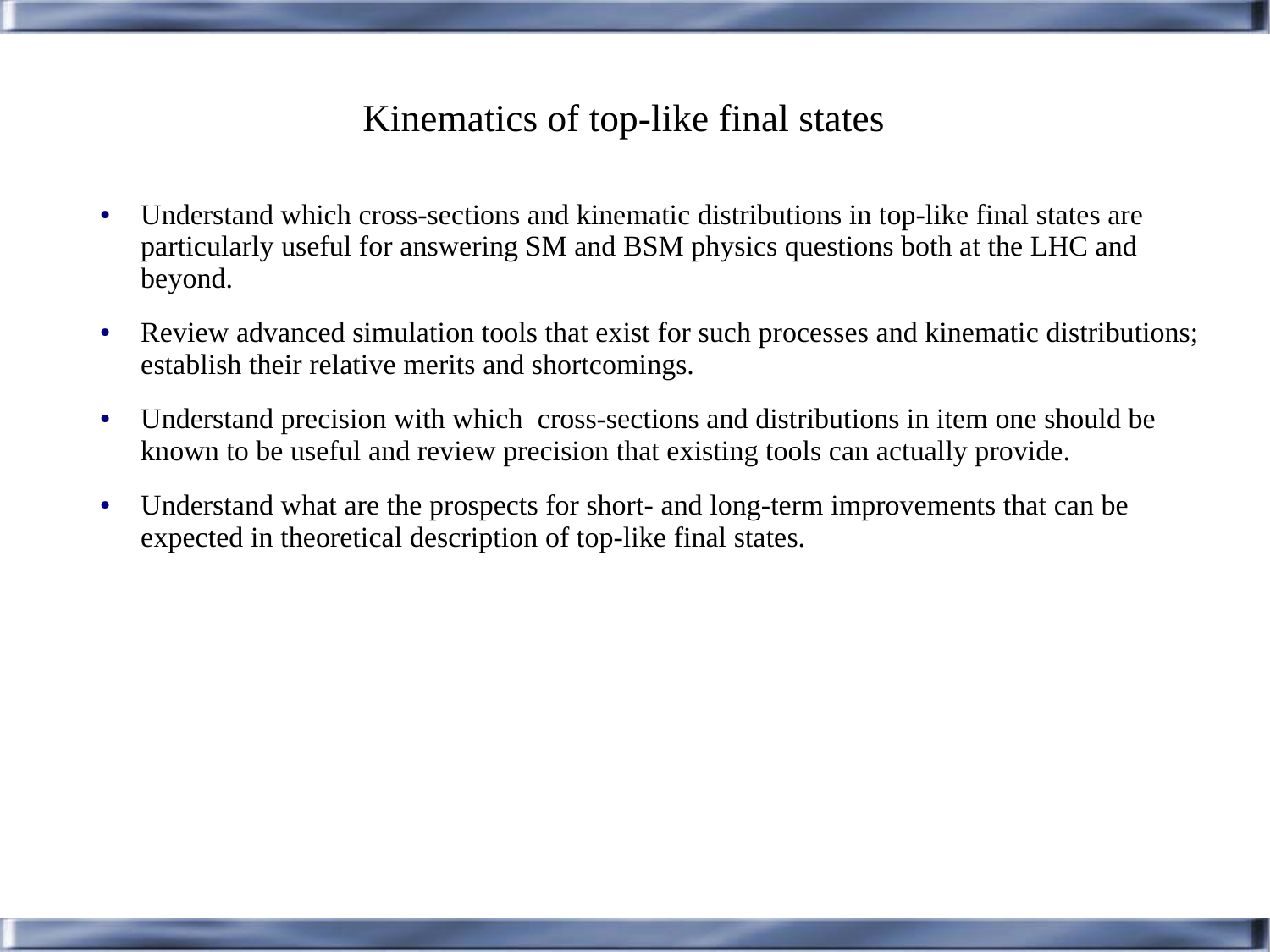# Kinematics of top-like final states

- Understand which cross-sections and kinematic distributions in top-like final states are particularly useful for answering SM and BSM physics questions both at the LHC and beyond.
- Review advanced simulation tools that exist for such processes and kinematic distributions; establish their relative merits and shortcomings.
- Understand precision with which cross-sections and distributions in item one should be known to be useful and review precision that existing tools can actually provide.
- Understand what are the prospects for short- and long-term improvements that can be expected in theoretical description of top-like final states.